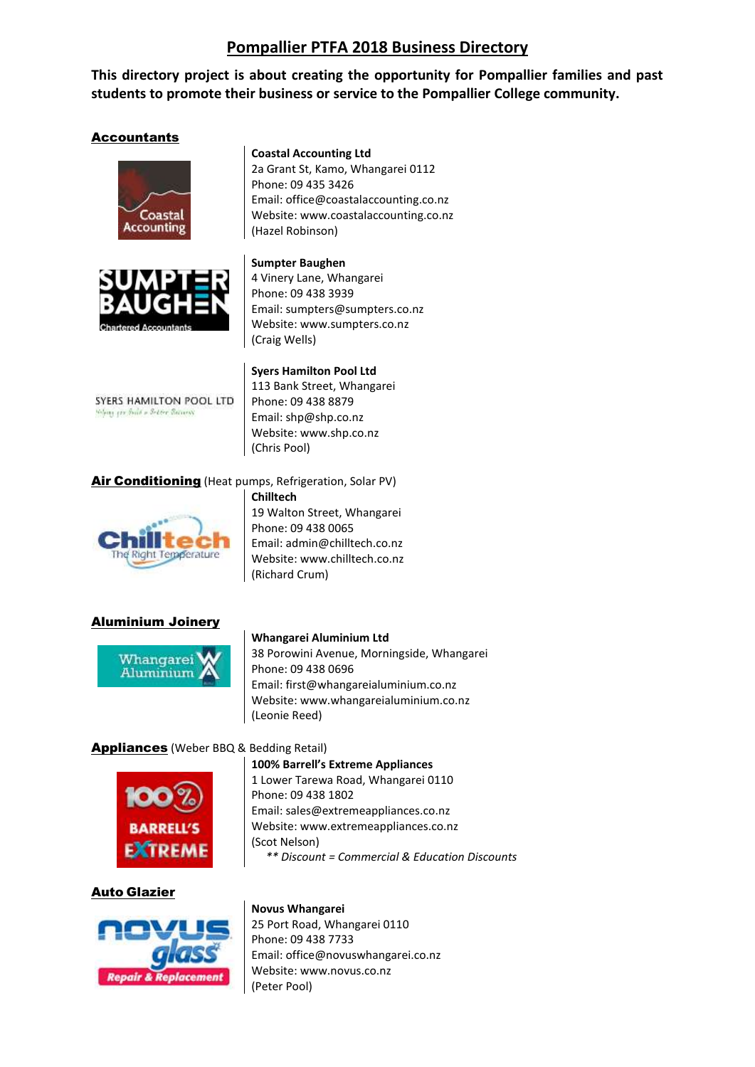# Pompallier PTFA 2018 Business Directory

**This directory project is about creating the opportunity for Pompallier families and past students to promote their business or service to the Pompallier College community.**

## Accountants

**Coastal Accounting Ltd**
2a Grant St, Kamo, Whangarei 0112
Phone: 09 435 3426
Email: office@coastalaccounting.co.nz
Website: www.coastalaccounting.co.nz
(Hazel Robinson)

**Sumpter Baughen**
4 Vinery Lane, Whangarei
Phone: 09 438 3939
Email: sumpters@sumpters.co.nz
Website: www.sumpters.co.nz
(Craig Wells)

**Syers Hamilton Pool Ltd**
113 Bank Street, Whangarei
Phone: 09 438 8879
Email: shp@shp.co.nz
Website: www.shp.co.nz
(Chris Pool)

## Air Conditioning (Heat pumps, Refrigeration, Solar PV)

**Chilltech**
19 Walton Street, Whangarei
Phone: 09 438 0065
Email: admin@chilltech.co.nz
Website: www.chilltech.co.nz
(Richard Crum)

## Aluminium Joinery

**Whangarei Aluminium Ltd**
38 Porowini Avenue, Morningside, Whangarei
Phone: 09 438 0696
Email: first@whangareialuminium.co.nz
Website: www.whangareialuminium.co.nz
(Leonie Reed)

## Appliances (Weber BBQ & Bedding Retail)

**100% Barrell's Extreme Appliances**
1 Lower Tarewa Road, Whangarei 0110
Phone: 09 438 1802
Email: sales@extremeappliances.co.nz
Website: www.extremeappliances.co.nz
(Scot Nelson)
*** Discount = Commercial & Education Discounts*

## Auto Glazier

**Novus Whangarei**
25 Port Road, Whangarei 0110
Phone: 09 438 7733
Email: office@novuswhangarei.co.nz
Website: www.novus.co.nz
(Peter Pool)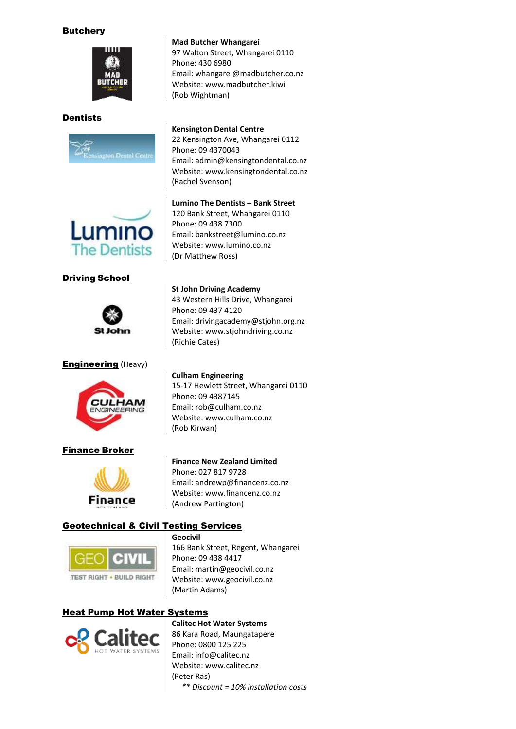## Butchery

**Mad Butcher Whangarei**
97 Walton Street, Whangarei 0110
Phone: 430 6980
Email: whangarei@madbutcher.co.nz
Website: www.madbutcher.kiwi
(Rob Wightman)

## Dentists

**Kensington Dental Centre**
22 Kensington Ave, Whangarei 0112
Phone: 09 4370043
Email: admin@kensingtondental.co.nz
Website: www.kensingtondental.co.nz
(Rachel Svenson)

**Lumino The Dentists – Bank Street**
120 Bank Street, Whangarei 0110
Phone: 09 438 7300
Email: bankstreet@lumino.co.nz
Website: www.lumino.co.nz
(Dr Matthew Ross)

## Driving School

**St John Driving Academy**
43 Western Hills Drive, Whangarei
Phone: 09 437 4120
Email: drivingacademy@stjohn.org.nz
Website: www.stjohndriving.co.nz
(Richie Cates)

## Engineering (Heavy)

**Culham Engineering**
15-17 Hewlett Street, Whangarei 0110
Phone: 09 4387145
Email: rob@culham.co.nz
Website: www.culham.co.nz
(Rob Kirwan)

## Finance Broker

**Finance New Zealand Limited**
Phone: 027 817 9728
Email: andrewp@financenz.co.nz
Website: www.financenz.co.nz
(Andrew Partington)

## Geotechnical & Civil Testing Services

**Geocivil**
166 Bank Street, Regent, Whangarei
Phone: 09 438 4417
Email: martin@geocivil.co.nz
Website: www.geocivil.co.nz
(Martin Adams)

## Heat Pump Hot Water Systems

**Calitec Hot Water Systems**
86 Kara Road, Maungatapere
Phone: 0800 125 225
Email: info@calitec.nz
Website: www.calitec.nz
(Peter Ras)

*** Discount = 10% installation costs*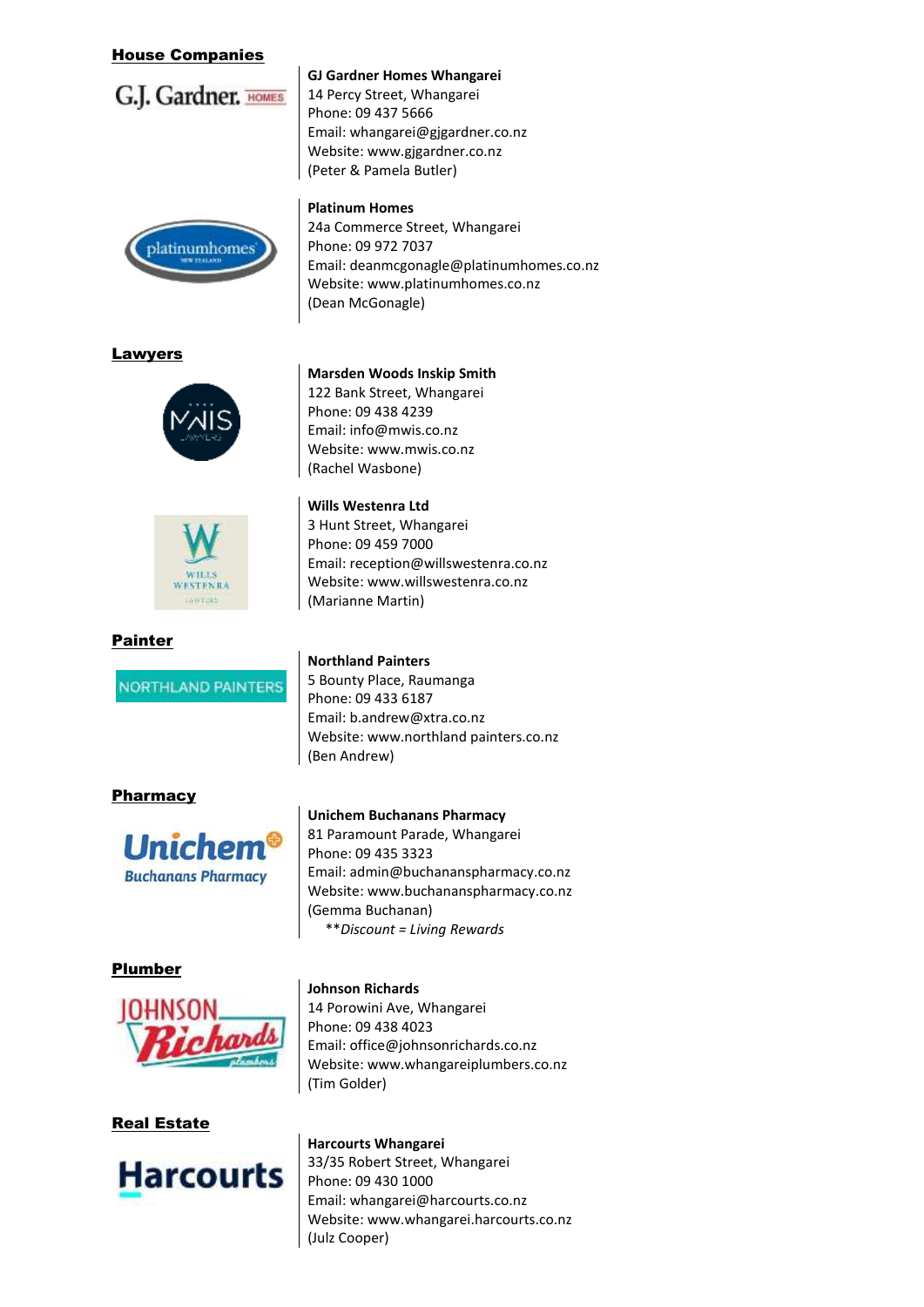## House Companies

**GJ Gardner Homes Whangarei**
14 Percy Street, Whangarei
Phone: 09 437 5666
Email: whangarei@gjgardner.co.nz
Website: www.gjgardner.co.nz
(Peter & Pamela Butler)

**Platinum Homes**
24a Commerce Street, Whangarei
Phone: 09 972 7037
Email: deanmcgonagle@platinumhomes.co.nz
Website: www.platinumhomes.co.nz
(Dean McGonagle)

## Lawyers

**Marsden Woods Inskip Smith**
122 Bank Street, Whangarei
Phone: 09 438 4239
Email: info@mwis.co.nz
Website: www.mwis.co.nz
(Rachel Wasbone)

**Wills Westenra Ltd**
3 Hunt Street, Whangarei
Phone: 09 459 7000
Email: reception@willswestenra.co.nz
Website: www.willswestenra.co.nz
(Marianne Martin)

## Painter

**Northland Painters**
5 Bounty Place, Raumanga
Phone: 09 433 6187
Email: b.andrew@xtra.co.nz
Website: www.northland painters.co.nz
(Ben Andrew)

## Pharmacy

**Unichem Buchanans Pharmacy**
81 Paramount Parade, Whangarei
Phone: 09 435 3323
Email: admin@buchananspharmacy.co.nz
Website: www.buchananspharmacy.co.nz
(Gemma Buchanan)
**\*\****Discount = Living Rewards*

## Plumber

**Johnson Richards**
14 Porowini Ave, Whangarei
Phone: 09 438 4023
Email: office@johnsonrichards.co.nz
Website: www.whangareiplumbers.co.nz
(Tim Golder)

## Real Estate

**Harcourts Whangarei**
33/35 Robert Street, Whangarei
Phone: 09 430 1000
Email: whangarei@harcourts.co.nz
Website: www.whangarei.harcourts.co.nz
(Julz Cooper)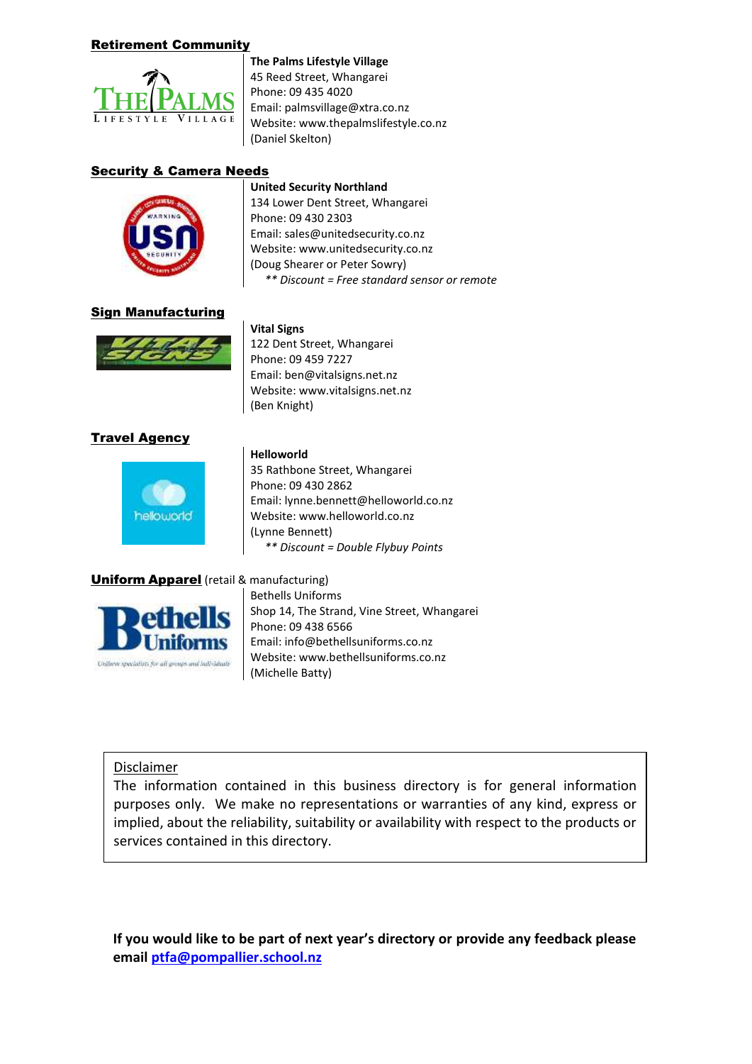**Retirement Community**

**The Palms Lifestyle Village**
45 Reed Street, Whangarei
Phone: 09 435 4020
Email: palmsvillage@xtra.co.nz
Website: www.thepalmslifestyle.co.nz
(Daniel Skelton)

**Security & Camera Needs**

**United Security Northland**
134 Lower Dent Street, Whangarei
Phone: 09 430 2303
Email: sales@unitedsecurity.co.nz
Website: www.unitedsecurity.co.nz
(Doug Shearer or Peter Sowry)
*** Discount = Free standard sensor or remote*

**Sign Manufacturing**

**Vital Signs**
122 Dent Street, Whangarei
Phone: 09 459 7227
Email: ben@vitalsigns.net.nz
Website: www.vitalsigns.net.nz
(Ben Knight)

**Travel Agency**

**Helloworld**
35 Rathbone Street, Whangarei
Phone: 09 430 2862
Email: lynne.bennett@helloworld.co.nz
Website: www.helloworld.co.nz
(Lynne Bennett)
*** Discount = Double Flybuy Points*

**Uniform Apparel** (retail & manufacturing)

Bethells Uniforms
Shop 14, The Strand, Vine Street, Whangarei
Phone: 09 438 6566
Email: info@bethellsuniforms.co.nz
Website: www.bethellsuniforms.co.nz
(Michelle Batty)

Disclaimer
The information contained in this business directory is for general information purposes only. We make no representations or warranties of any kind, express or implied, about the reliability, suitability or availability with respect to the products or services contained in this directory.

**If you would like to be part of next year's directory or provide any feedback please email ptfa@pompallier.school.nz**